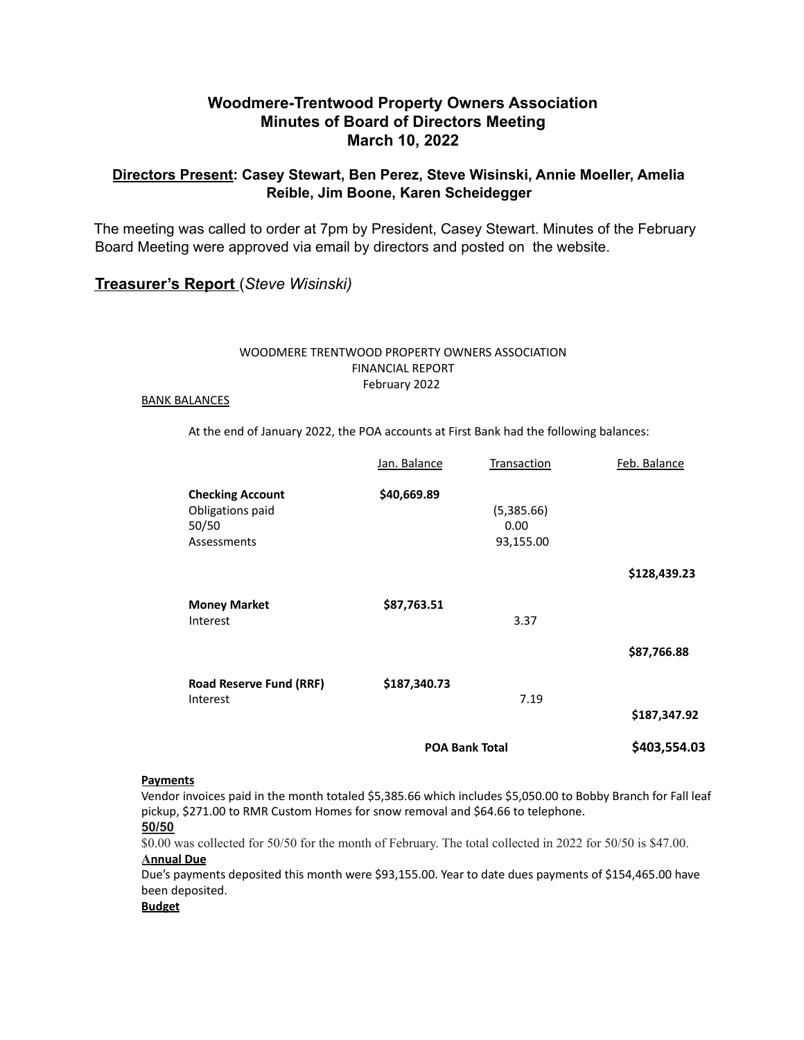# Woodmere-Trentwood Property Owners Association
## Minutes of Board of Directors Meeting
## March 10, 2022

**Directors Present: Casey Stewart, Ben Perez, Steve Wisinski, Annie Moeller, Amelia Reible, Jim Boone, Karen Scheidegger**

The meeting was called to order at 7pm by President, Casey Stewart. Minutes of the February Board Meeting were approved via email by directors and posted on the website.

## Treasurer's Report (*Steve Wisinski)*

WOODMERE TRENTWOOD PROPERTY OWNERS ASSOCIATION
FINANCIAL REPORT
February 2022

BANK BALANCES

At the end of January 2022, the POA accounts at First Bank had the following balances:

| | Jan. Balance | Transaction | Feb. Balance |
|---|---|---|---|
| **Checking Account** | **$40,669.89** | | |
| Obligations paid | | (5,385.66) | |
| 50/50 | | 0.00 | |
| Assessments | | 93,155.00 | |
| | | | **$128,439.23** |
| **Money Market** | **$87,763.51** | | |
| Interest | | 3.37 | |
| | | | **$87,766.88** |
| **Road Reserve Fund (RRF)** | **$187,340.73** | | |
| Interest | | 7.19 | |
| | | | **$187,347.92** |
| | | **POA Bank Total** | **$403,554.03** |

**Payments**

Vendor invoices paid in the month totaled $5,385.66 which includes $5,050.00 to Bobby Branch for Fall leaf pickup, $271.00 to RMR Custom Homes for snow removal and $64.66 to telephone.

**50/50**

$0.00 was collected for 50/50 for the month of February. The total collected in 2022 for 50/50 is $47.00.

**Annual Due**

Due's payments deposited this month were $93,155.00. Year to date dues payments of $154,465.00 have been deposited.

**Budget**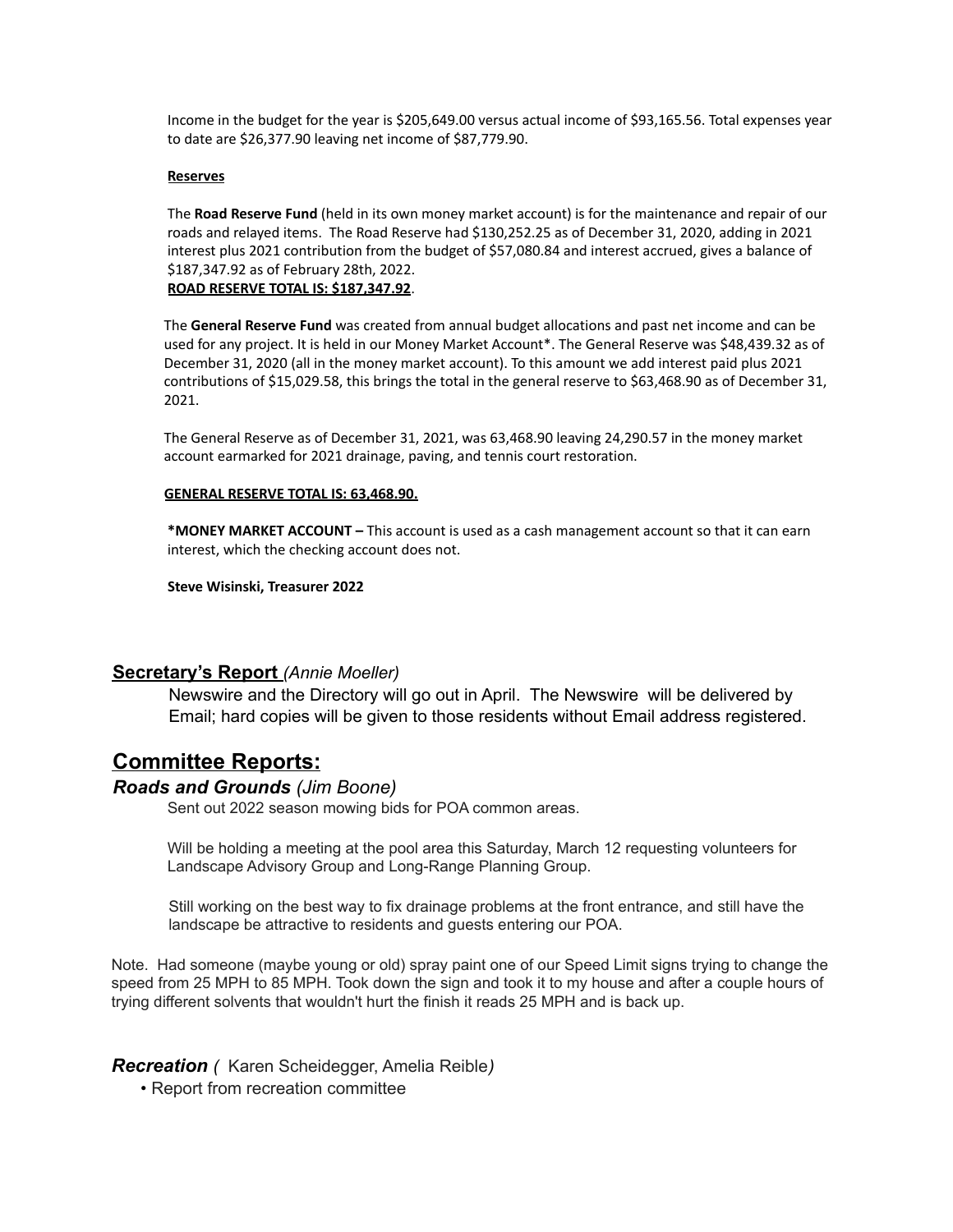Income in the budget for the year is $205,649.00 versus actual income of $93,165.56. Total expenses year to date are $26,377.90 leaving net income of $87,779.90.

**Reserves**

The **Road Reserve Fund** (held in its own money market account) is for the maintenance and repair of our roads and relayed items. The Road Reserve had $130,252.25 as of December 31, 2020, adding in 2021 interest plus 2021 contribution from the budget of $57,080.84 and interest accrued, gives a balance of $187,347.92 as of February 28th, 2022.

**ROAD RESERVE TOTAL IS: $187,347.92**.

The **General Reserve Fund** was created from annual budget allocations and past net income and can be used for any project. It is held in our Money Market Account*. The General Reserve was $48,439.32 as of December 31, 2020 (all in the money market account). To this amount we add interest paid plus 2021 contributions of $15,029.58, this brings the total in the general reserve to $63,468.90 as of December 31, 2021.

The General Reserve as of December 31, 2021, was 63,468.90 leaving 24,290.57 in the money market account earmarked for 2021 drainage, paving, and tennis court restoration.

**GENERAL RESERVE TOTAL IS: 63,468.90.**

**\*MONEY MARKET ACCOUNT –** This account is used as a cash management account so that it can earn interest, which the checking account does not.

**Steve Wisinski, Treasurer 2022**

## Secretary's Report *(Annie Moeller)*

Newswire and the Directory will go out in April. The Newswire will be delivered by Email; hard copies will be given to those residents without Email address registered.

# Committee Reports:

### *Roads and Grounds (Jim Boone)*

Sent out 2022 season mowing bids for POA common areas.

Will be holding a meeting at the pool area this Saturday, March 12 requesting volunteers for Landscape Advisory Group and Long-Range Planning Group.

Still working on the best way to fix drainage problems at the front entrance, and still have the landscape be attractive to residents and guests entering our POA.

Note. Had someone (maybe young or old) spray paint one of our Speed Limit signs trying to change the speed from 25 MPH to 85 MPH. Took down the sign and took it to my house and after a couple hours of trying different solvents that wouldn't hurt the finish it reads 25 MPH and is back up.

### *Recreation ( Karen Scheidegger, Amelia Reible)*

- Report from recreation committee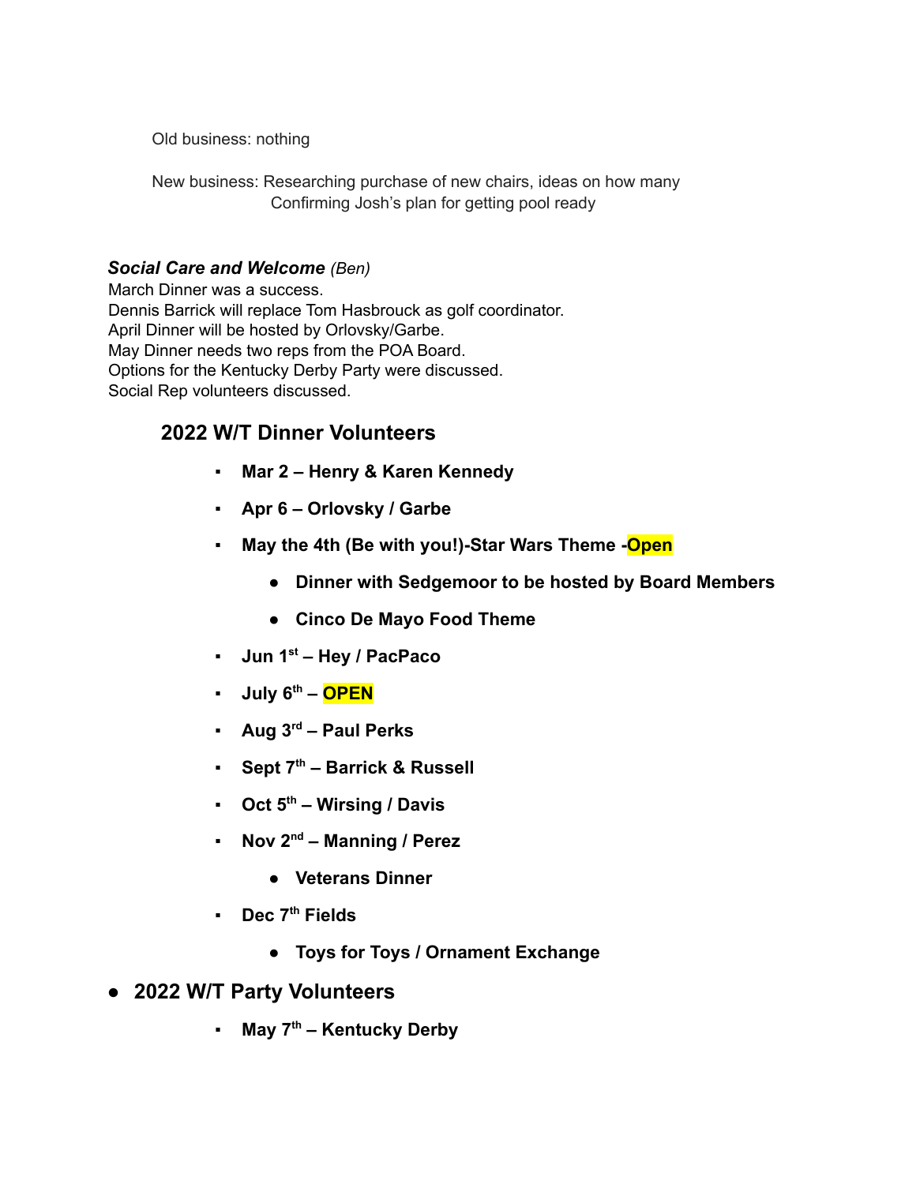Old business: nothing

New business: Researching purchase of new chairs, ideas on how many
Confirming Josh's plan for getting pool ready

***Social Care and Welcome*** *(Ben)*
March Dinner was a success.
Dennis Barrick will replace Tom Hasbrouck as golf coordinator.
April Dinner will be hosted by Orlovsky/Garbe.
May Dinner needs two reps from the POA Board.
Options for the Kentucky Derby Party were discussed.
Social Rep volunteers discussed.

## 2022 W/T Dinner Volunteers

- **Mar 2 – Henry & Karen Kennedy**
- **Apr 6 – Orlovsky / Garbe**
- **May the 4th (Be with you!)-Star Wars Theme -Open**
  - **Dinner with Sedgemoor to be hosted by Board Members**
  - **Cinco De Mayo Food Theme**
- **Jun 1st – Hey / PacPaco**
- **July 6th – OPEN**
- **Aug 3rd – Paul Perks**
- **Sept 7th – Barrick & Russell**
- **Oct 5th – Wirsing / Davis**
- **Nov 2nd – Manning / Perez**
  - **Veterans Dinner**
- **Dec 7th Fields**
  - **Toys for Toys / Ornament Exchange**

## 2022 W/T Party Volunteers

- **May 7th – Kentucky Derby**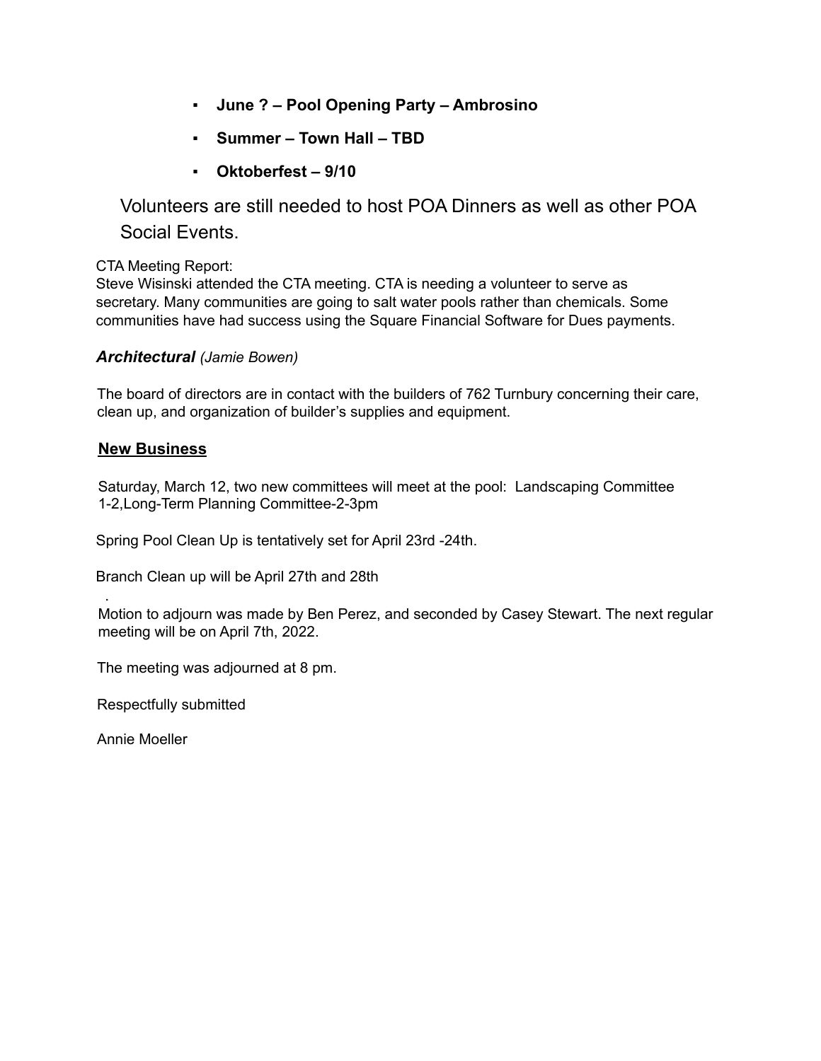- **June ? – Pool Opening Party – Ambrosino**
- **Summer – Town Hall – TBD**
- **Oktoberfest – 9/10**

Volunteers are still needed to host POA Dinners as well as other POA Social Events.

CTA Meeting Report:
Steve Wisinski attended the CTA meeting. CTA is needing a volunteer to serve as secretary. Many communities are going to salt water pools rather than chemicals. Some communities have had success using the Square Financial Software for Dues payments.

***Architectural*** *(Jamie Bowen)*

The board of directors are in contact with the builders of 762 Turnbury concerning their care, clean up, and organization of builder's supplies and equipment.

**New Business**

Saturday, March 12, two new committees will meet at the pool: Landscaping Committee 1-2,Long-Term Planning Committee-2-3pm

Spring Pool Clean Up is tentatively set for April 23rd -24th.

Branch Clean up will be April 27th and 28th

.

Motion to adjourn was made by Ben Perez, and seconded by Casey Stewart. The next regular meeting will be on April 7th, 2022.

The meeting was adjourned at 8 pm.

Respectfully submitted

Annie Moeller